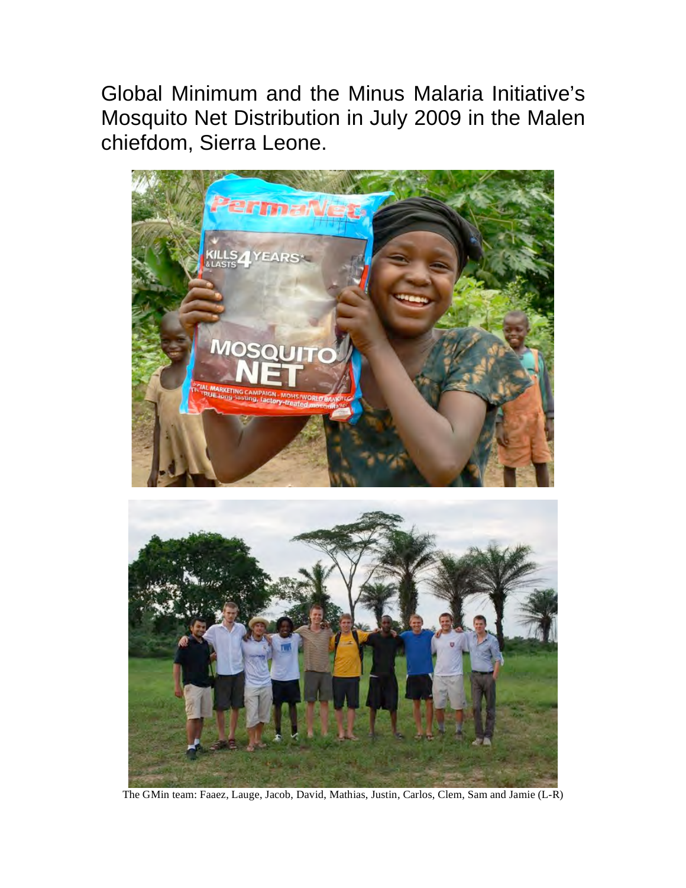Global Minimum and the Minus Malaria Initiative's Mosquito Net Distribution in July 2009 in the Malen chiefdom, Sierra Leone.

The GMin team: Faaez, Lauge, Jacob, David, Mathias, Justin, Carlos, Clem, Sam and Jamie (L-R)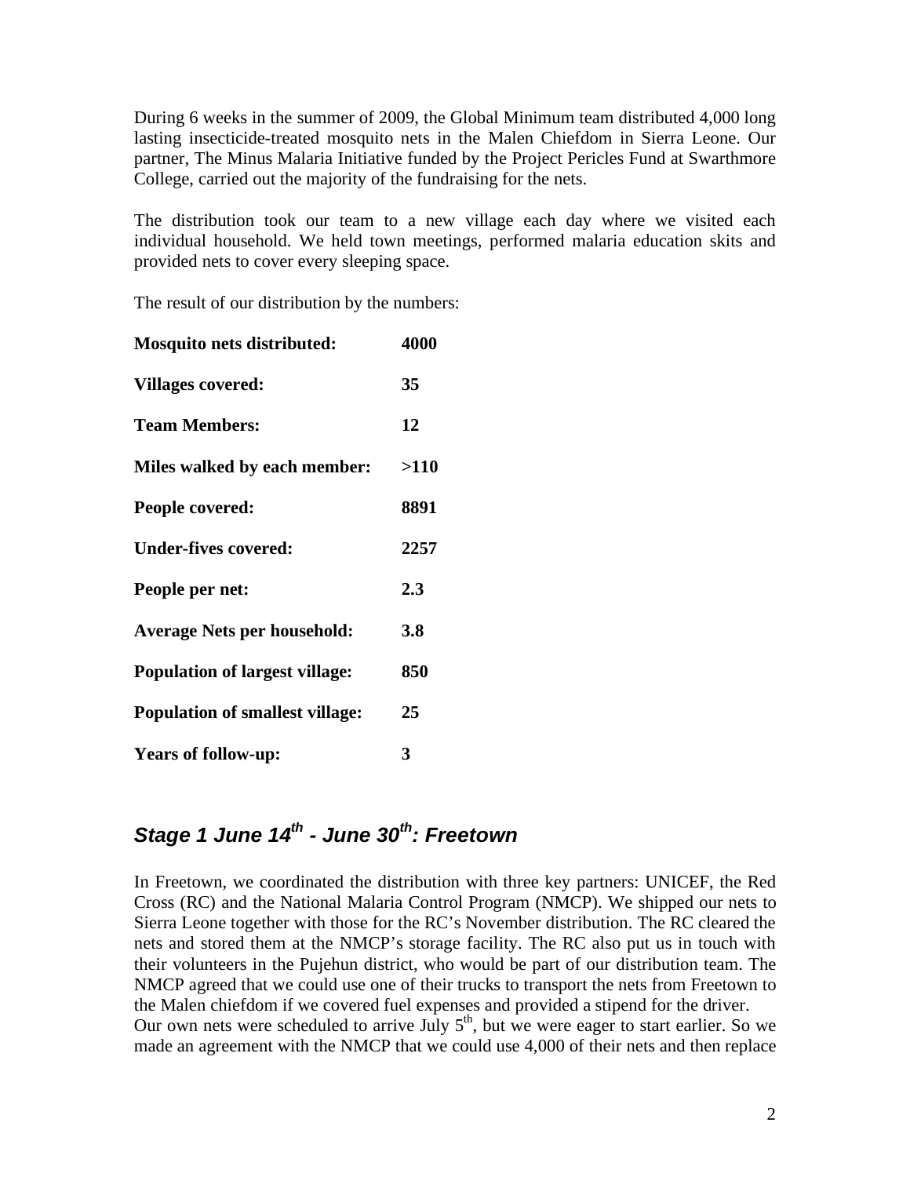During 6 weeks in the summer of 2009, the Global Minimum team distributed 4,000 long lasting insecticide-treated mosquito nets in the Malen Chiefdom in Sierra Leone. Our partner, The Minus Malaria Initiative funded by the Project Pericles Fund at Swarthmore College, carried out the majority of the fundraising for the nets.

The distribution took our team to a new village each day where we visited each individual household. We held town meetings, performed malaria education skits and provided nets to cover every sleeping space.

The result of our distribution by the numbers:

| | |
|---|---|
| **Mosquito nets distributed:** | **4000** |
| **Villages covered:** | **35** |
| **Team Members:** | **12** |
| **Miles walked by each member:** | **>110** |
| **People covered:** | **8891** |
| **Under-fives covered:** | **2257** |
| **People per net:** | **2.3** |
| **Average Nets per household:** | **3.8** |
| **Population of largest village:** | **850** |
| **Population of smallest village:** | **25** |
| **Years of follow-up:** | **3** |

## *Stage 1 June 14th - June 30th: Freetown*

In Freetown, we coordinated the distribution with three key partners: UNICEF, the Red Cross (RC) and the National Malaria Control Program (NMCP). We shipped our nets to Sierra Leone together with those for the RC's November distribution. The RC cleared the nets and stored them at the NMCP's storage facility. The RC also put us in touch with their volunteers in the Pujehun district, who would be part of our distribution team. The NMCP agreed that we could use one of their trucks to transport the nets from Freetown to the Malen chiefdom if we covered fuel expenses and provided a stipend for the driver.
Our own nets were scheduled to arrive July 5th, but we were eager to start earlier. So we made an agreement with the NMCP that we could use 4,000 of their nets and then replace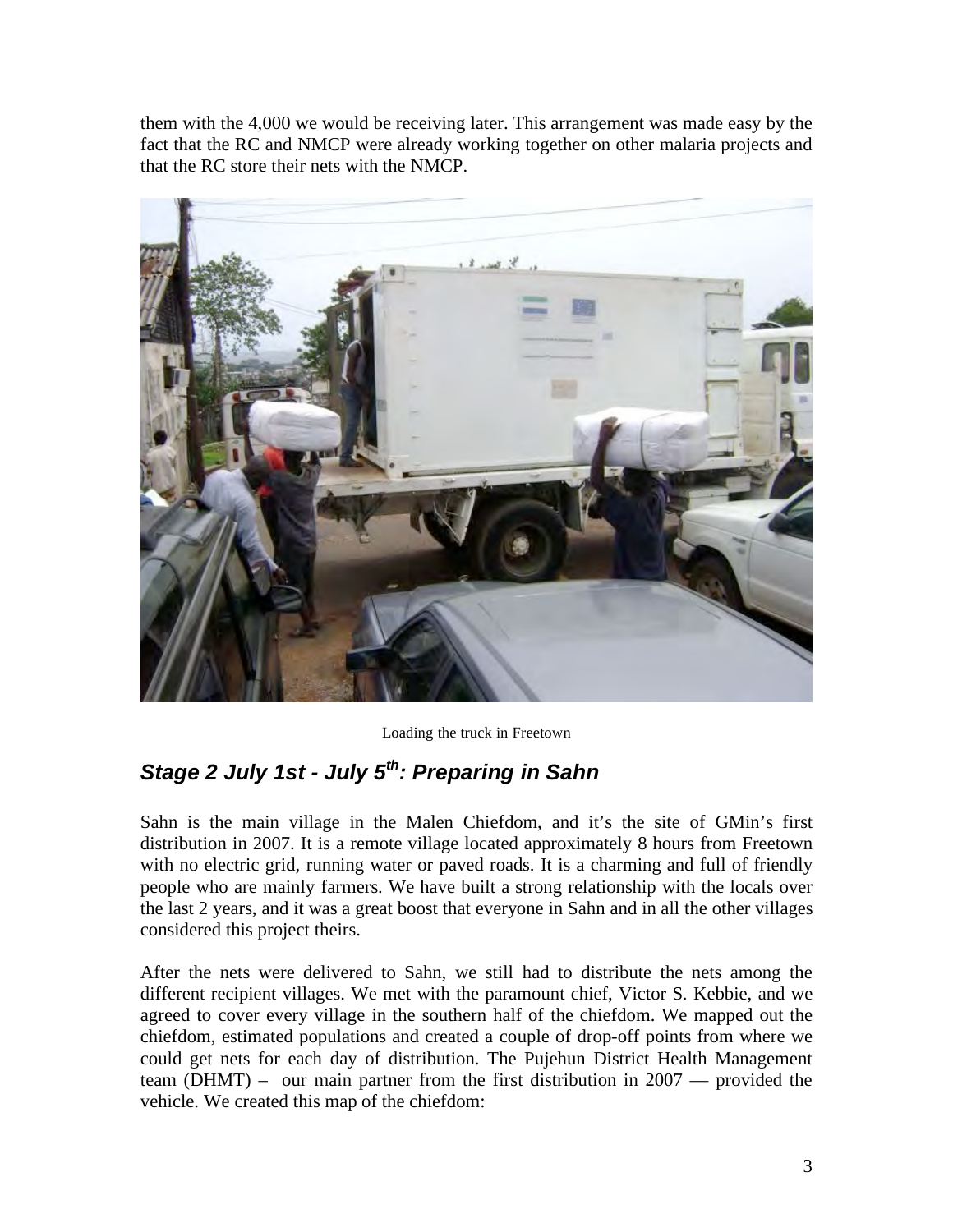them with the 4,000 we would be receiving later. This arrangement was made easy by the fact that the RC and NMCP were already working together on other malaria projects and that the RC store their nets with the NMCP.

Loading the truck in Freetown

## *Stage 2 July 1st - July 5th: Preparing in Sahn*

Sahn is the main village in the Malen Chiefdom, and it's the site of GMin's first distribution in 2007. It is a remote village located approximately 8 hours from Freetown with no electric grid, running water or paved roads. It is a charming and full of friendly people who are mainly farmers. We have built a strong relationship with the locals over the last 2 years, and it was a great boost that everyone in Sahn and in all the other villages considered this project theirs.

After the nets were delivered to Sahn, we still had to distribute the nets among the different recipient villages. We met with the paramount chief, Victor S. Kebbie, and we agreed to cover every village in the southern half of the chiefdom. We mapped out the chiefdom, estimated populations and created a couple of drop-off points from where we could get nets for each day of distribution. The Pujehun District Health Management team (DHMT) – our main partner from the first distribution in 2007 — provided the vehicle. We created this map of the chiefdom: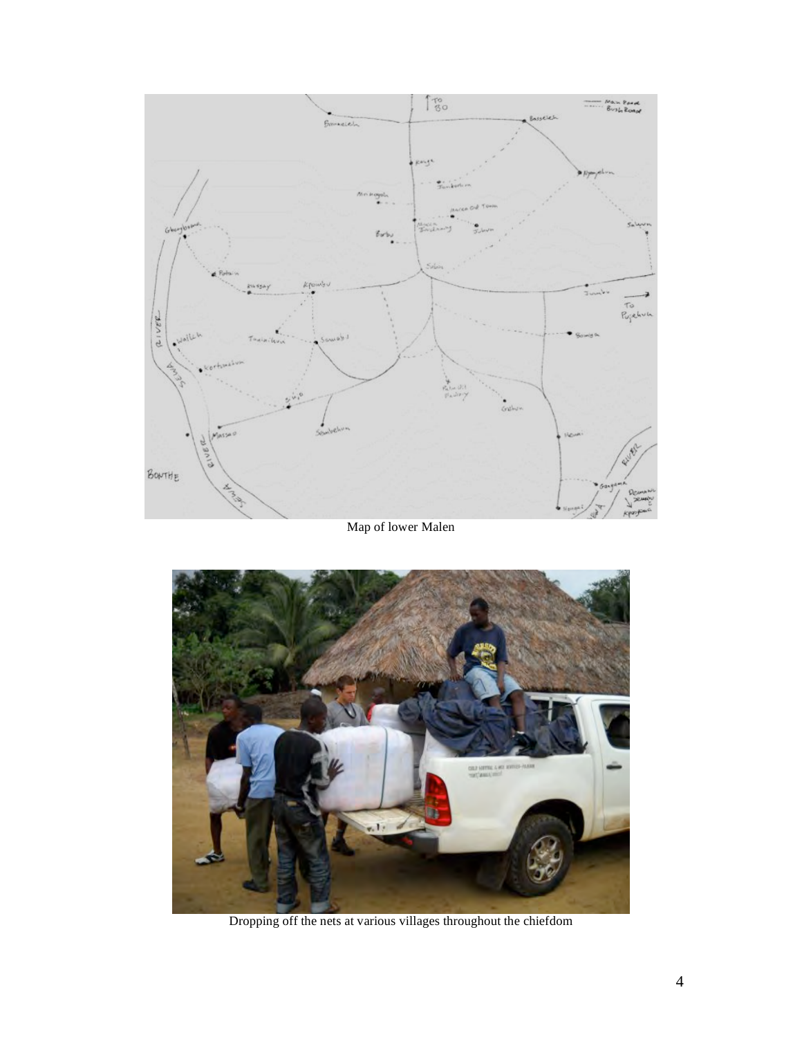Map of lower Malen

Dropping off the nets at various villages throughout the chiefdom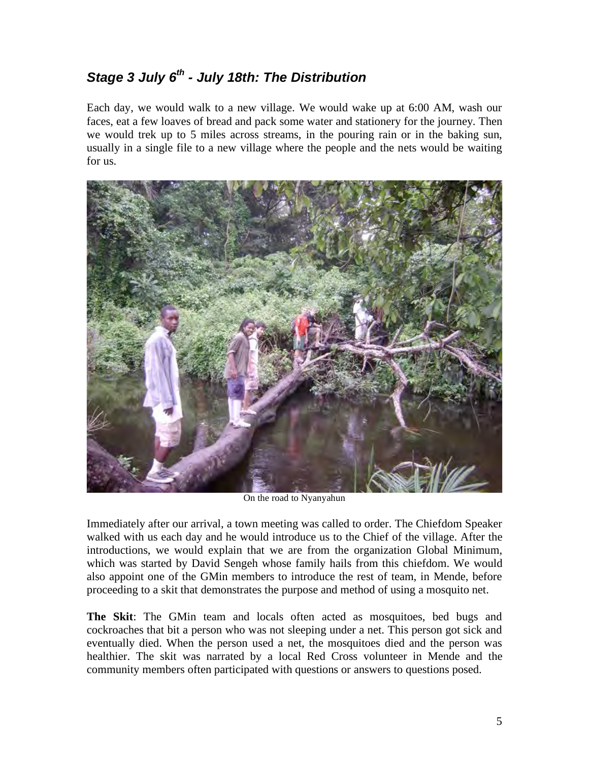## *Stage 3 July 6th - July 18th: The Distribution*

Each day, we would walk to a new village. We would wake up at 6:00 AM, wash our faces, eat a few loaves of bread and pack some water and stationery for the journey. Then we would trek up to 5 miles across streams, in the pouring rain or in the baking sun, usually in a single file to a new village where the people and the nets would be waiting for us.

On the road to Nyanyahun

Immediately after our arrival, a town meeting was called to order. The Chiefdom Speaker walked with us each day and he would introduce us to the Chief of the village. After the introductions, we would explain that we are from the organization Global Minimum, which was started by David Sengeh whose family hails from this chiefdom. We would also appoint one of the GMin members to introduce the rest of team, in Mende, before proceeding to a skit that demonstrates the purpose and method of using a mosquito net.

**The Skit**: The GMin team and locals often acted as mosquitoes, bed bugs and cockroaches that bit a person who was not sleeping under a net. This person got sick and eventually died. When the person used a net, the mosquitoes died and the person was healthier. The skit was narrated by a local Red Cross volunteer in Mende and the community members often participated with questions or answers to questions posed.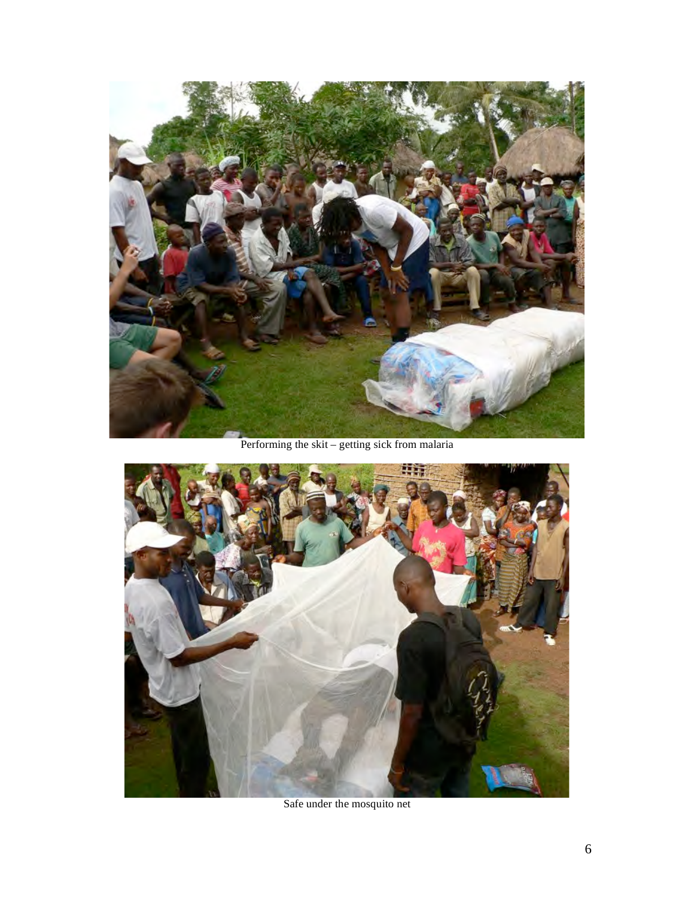Performing the skit – getting sick from malaria

Safe under the mosquito net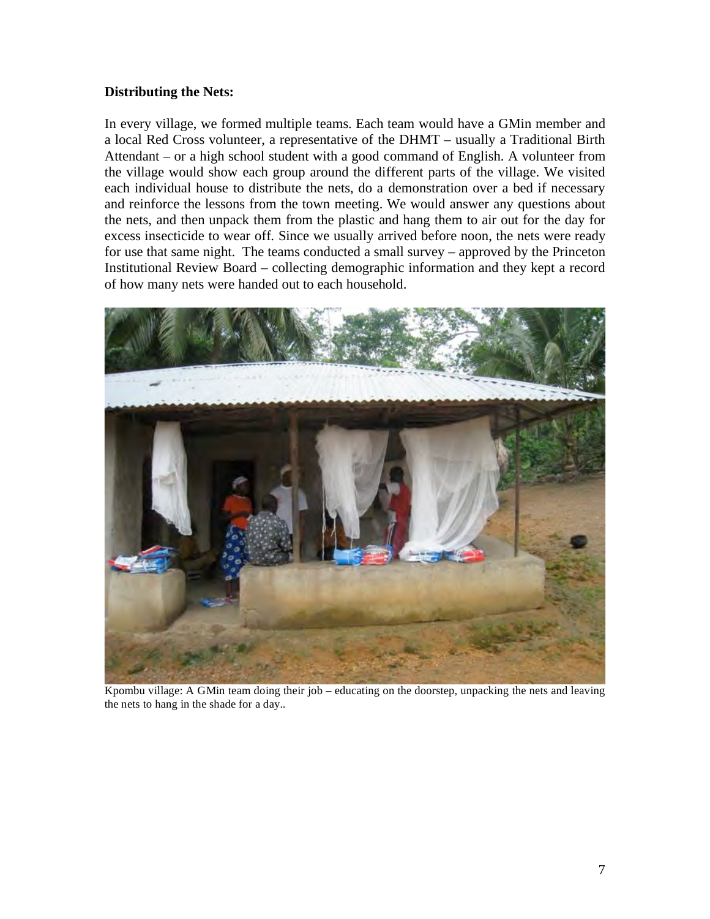**Distributing the Nets:**

In every village, we formed multiple teams. Each team would have a GMin member and a local Red Cross volunteer, a representative of the DHMT – usually a Traditional Birth Attendant – or a high school student with a good command of English. A volunteer from the village would show each group around the different parts of the village. We visited each individual house to distribute the nets, do a demonstration over a bed if necessary and reinforce the lessons from the town meeting. We would answer any questions about the nets, and then unpack them from the plastic and hang them to air out for the day for excess insecticide to wear off. Since we usually arrived before noon, the nets were ready for use that same night. The teams conducted a small survey – approved by the Princeton Institutional Review Board – collecting demographic information and they kept a record of how many nets were handed out to each household.

Kpombu village: A GMin team doing their job – educating on the doorstep, unpacking the nets and leaving the nets to hang in the shade for a day..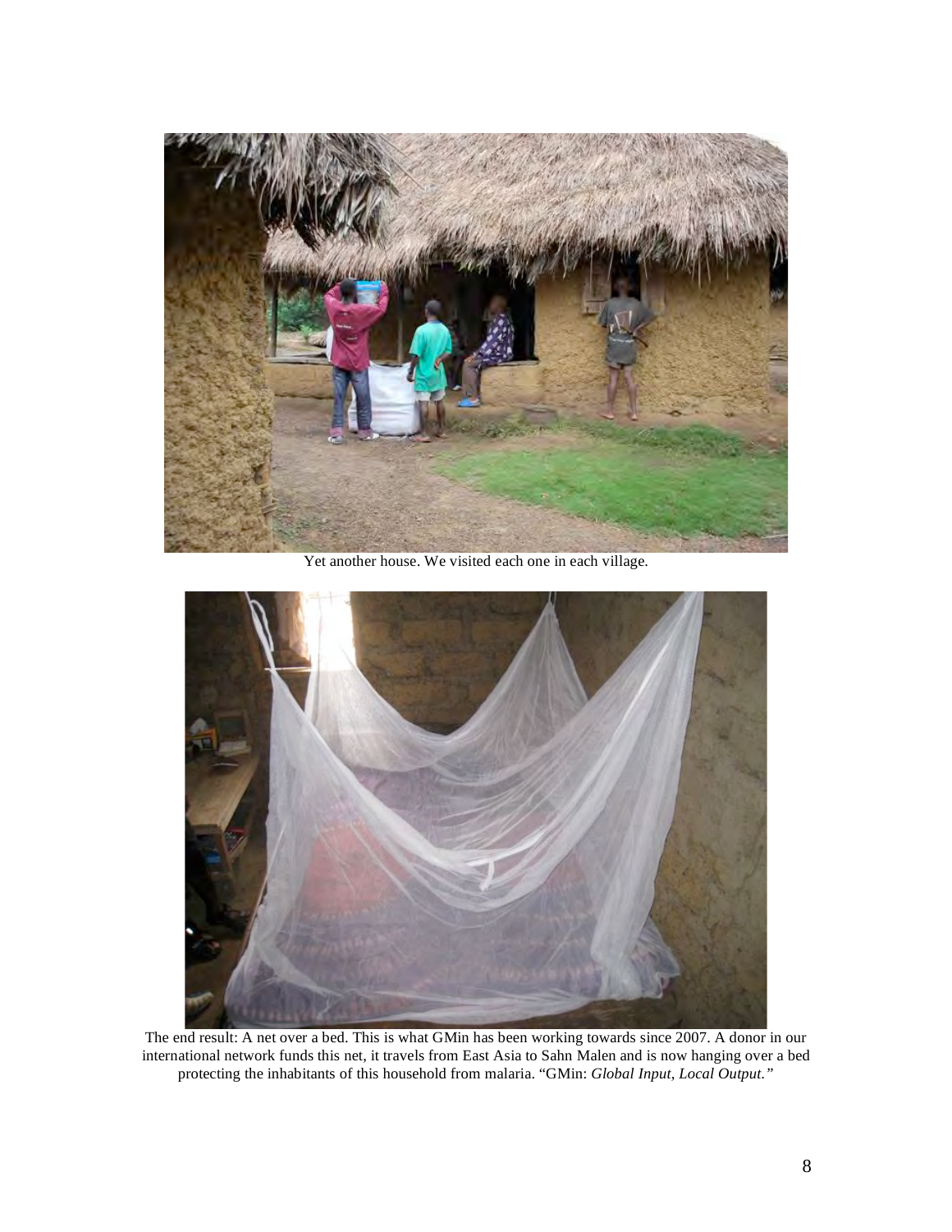Yet another house. We visited each one in each village.

The end result: A net over a bed. This is what GMin has been working towards since 2007. A donor in our international network funds this net, it travels from East Asia to Sahn Malen and is now hanging over a bed protecting the inhabitants of this household from malaria. "GMin: *Global Input, Local Output.*"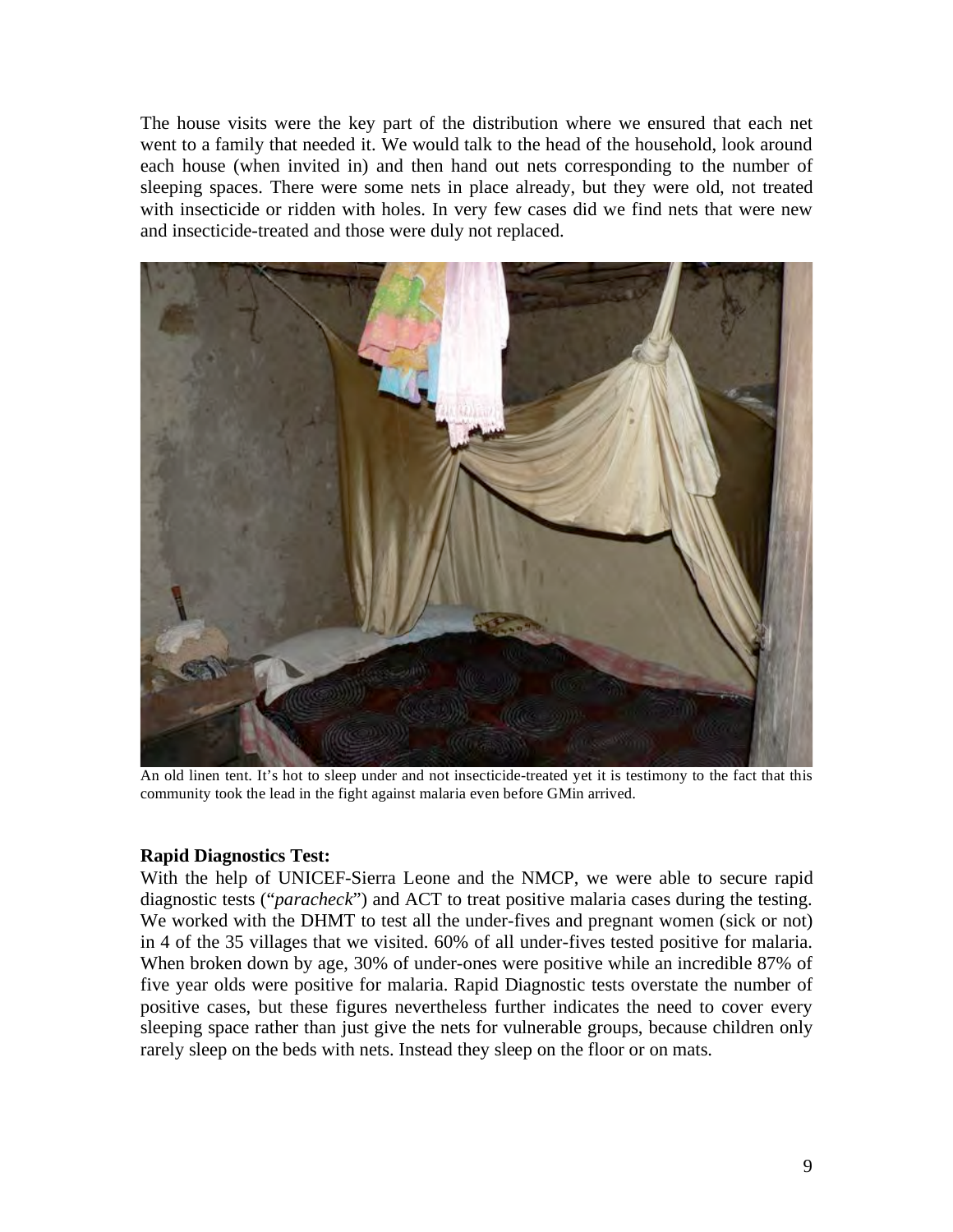The house visits were the key part of the distribution where we ensured that each net went to a family that needed it. We would talk to the head of the household, look around each house (when invited in) and then hand out nets corresponding to the number of sleeping spaces. There were some nets in place already, but they were old, not treated with insecticide or ridden with holes. In very few cases did we find nets that were new and insecticide-treated and those were duly not replaced.

An old linen tent. It's hot to sleep under and not insecticide-treated yet it is testimony to the fact that this community took the lead in the fight against malaria even before GMin arrived.

**Rapid Diagnostics Test:**

With the help of UNICEF-Sierra Leone and the NMCP, we were able to secure rapid diagnostic tests ("*paracheck*") and ACT to treat positive malaria cases during the testing. We worked with the DHMT to test all the under-fives and pregnant women (sick or not) in 4 of the 35 villages that we visited. 60% of all under-fives tested positive for malaria. When broken down by age, 30% of under-ones were positive while an incredible 87% of five year olds were positive for malaria. Rapid Diagnostic tests overstate the number of positive cases, but these figures nevertheless further indicates the need to cover every sleeping space rather than just give the nets for vulnerable groups, because children only rarely sleep on the beds with nets. Instead they sleep on the floor or on mats.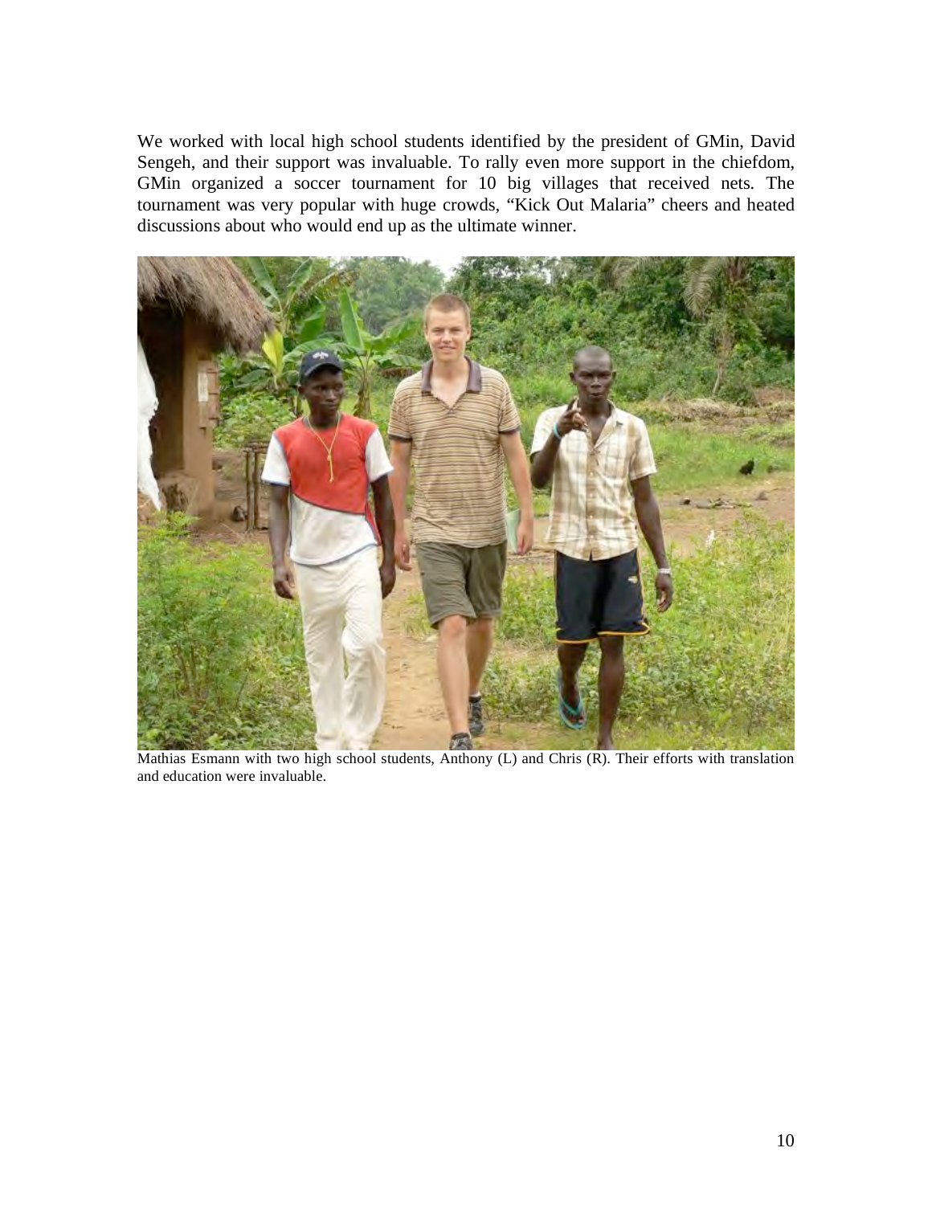We worked with local high school students identified by the president of GMin, David Sengeh, and their support was invaluable. To rally even more support in the chiefdom, GMin organized a soccer tournament for 10 big villages that received nets. The tournament was very popular with huge crowds, "Kick Out Malaria" cheers and heated discussions about who would end up as the ultimate winner.

Mathias Esmann with two high school students, Anthony (L) and Chris (R). Their efforts with translation and education were invaluable.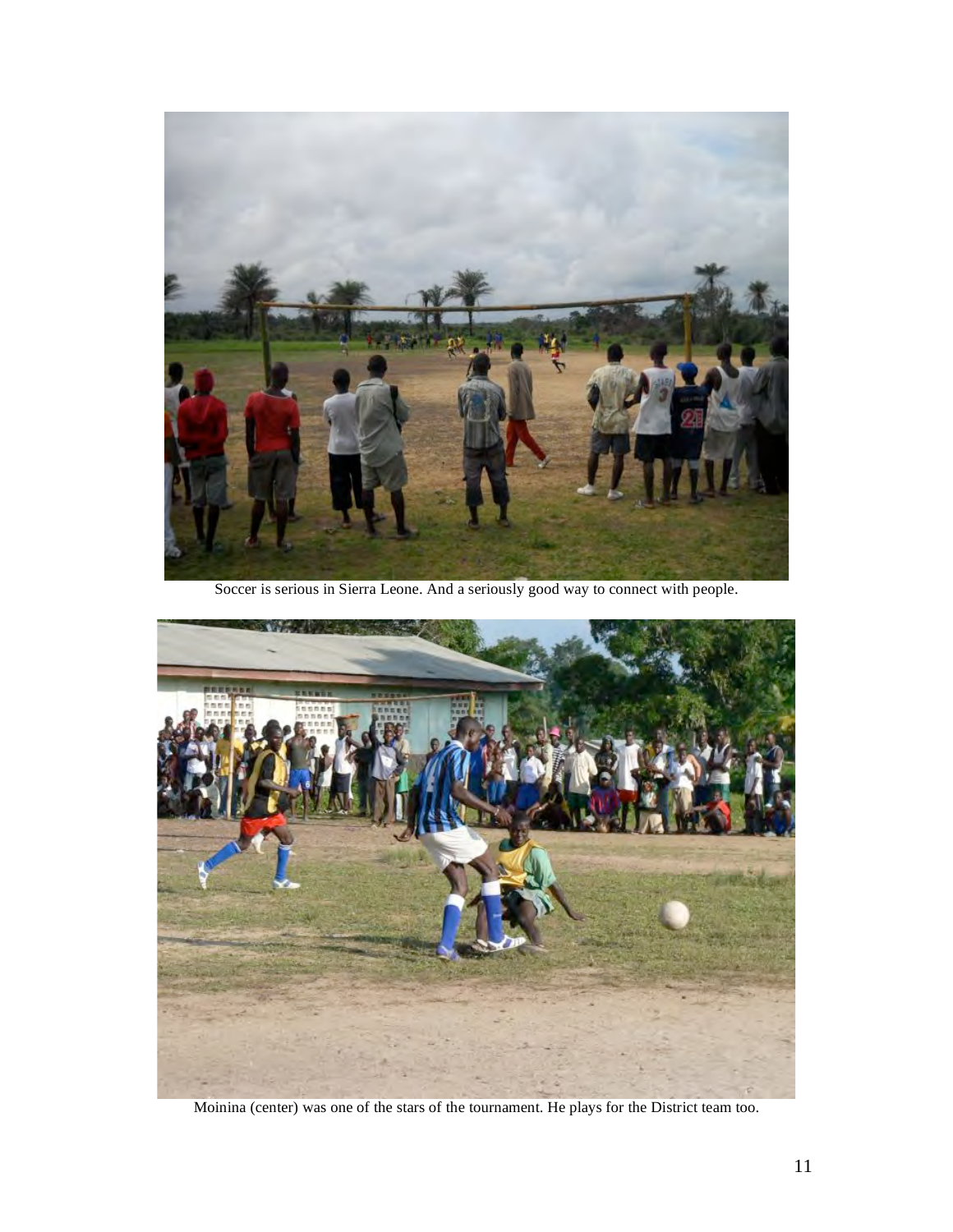Soccer is serious in Sierra Leone. And a seriously good way to connect with people.

Moinina (center) was one of the stars of the tournament. He plays for the District team too.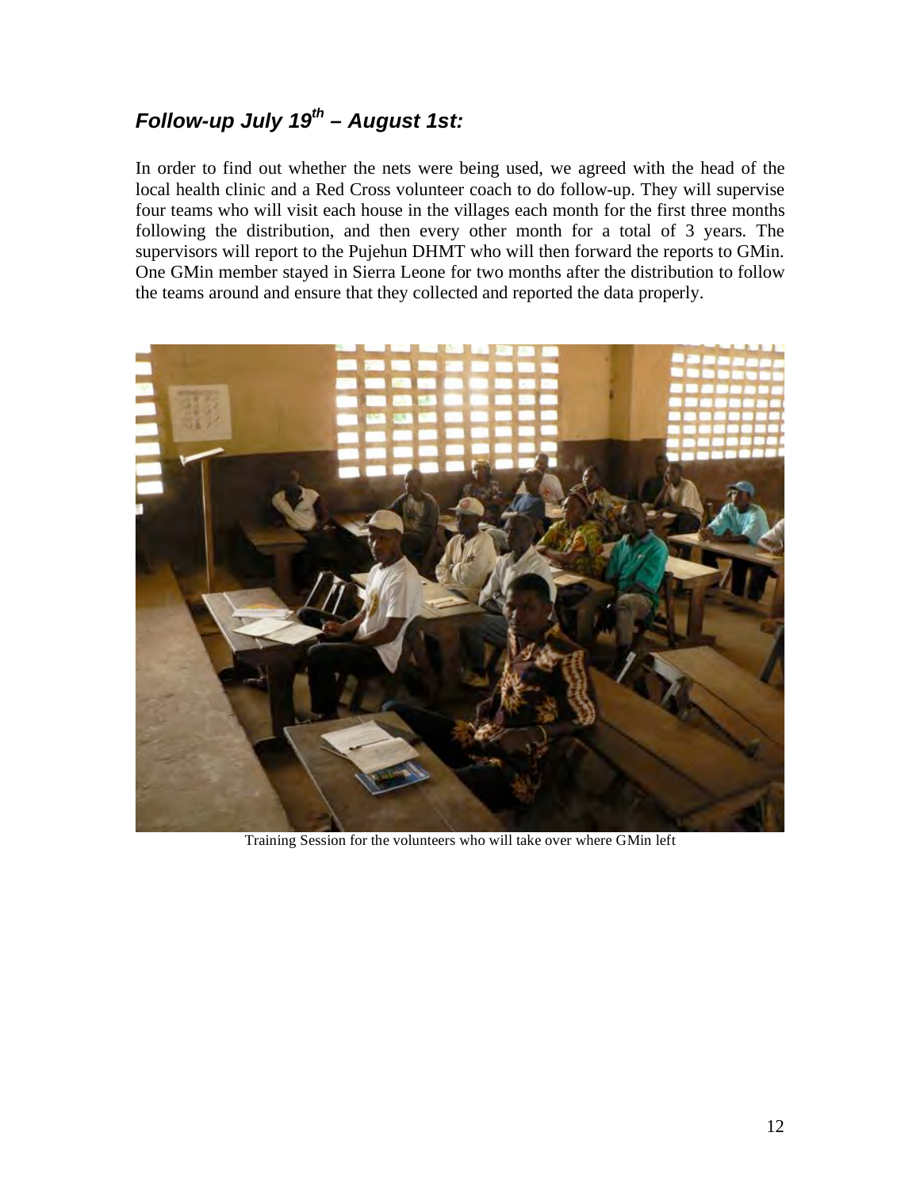## *Follow-up July 19th – August 1st:*

In order to find out whether the nets were being used, we agreed with the head of the local health clinic and a Red Cross volunteer coach to do follow-up. They will supervise four teams who will visit each house in the villages each month for the first three months following the distribution, and then every other month for a total of 3 years. The supervisors will report to the Pujehun DHMT who will then forward the reports to GMin. One GMin member stayed in Sierra Leone for two months after the distribution to follow the teams around and ensure that they collected and reported the data properly.

Training Session for the volunteers who will take over where GMin left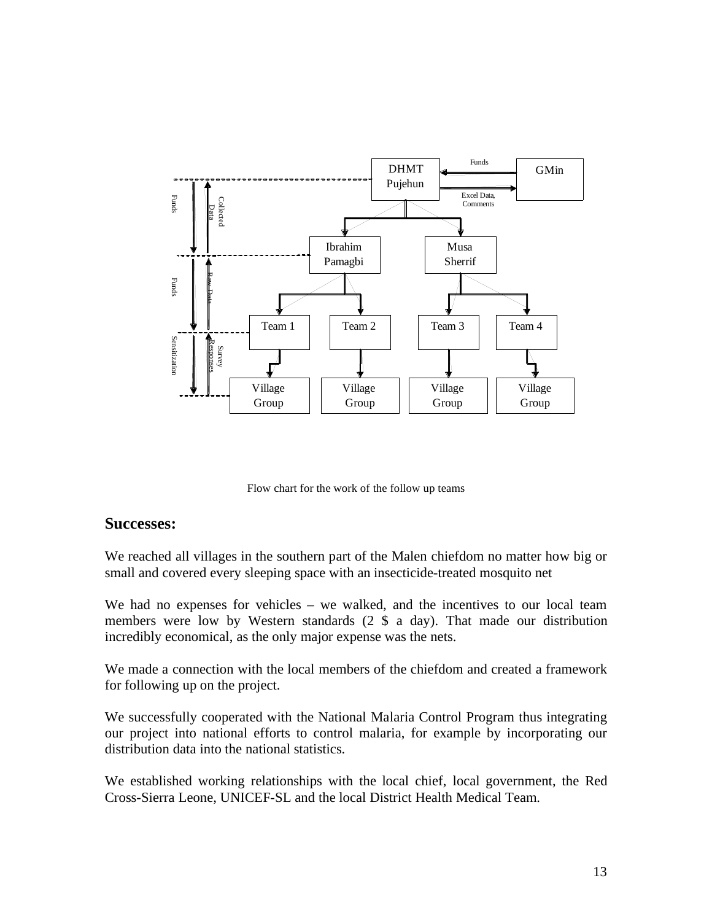Flow chart for the work of the follow up teams

## Successes:

We reached all villages in the southern part of the Malen chiefdom no matter how big or small and covered every sleeping space with an insecticide-treated mosquito net

We had no expenses for vehicles – we walked, and the incentives to our local team members were low by Western standards (2 $ a day). That made our distribution incredibly economical, as the only major expense was the nets.

We made a connection with the local members of the chiefdom and created a framework for following up on the project.

We successfully cooperated with the National Malaria Control Program thus integrating our project into national efforts to control malaria, for example by incorporating our distribution data into the national statistics.

We established working relationships with the local chief, local government, the Red Cross-Sierra Leone, UNICEF-SL and the local District Health Medical Team.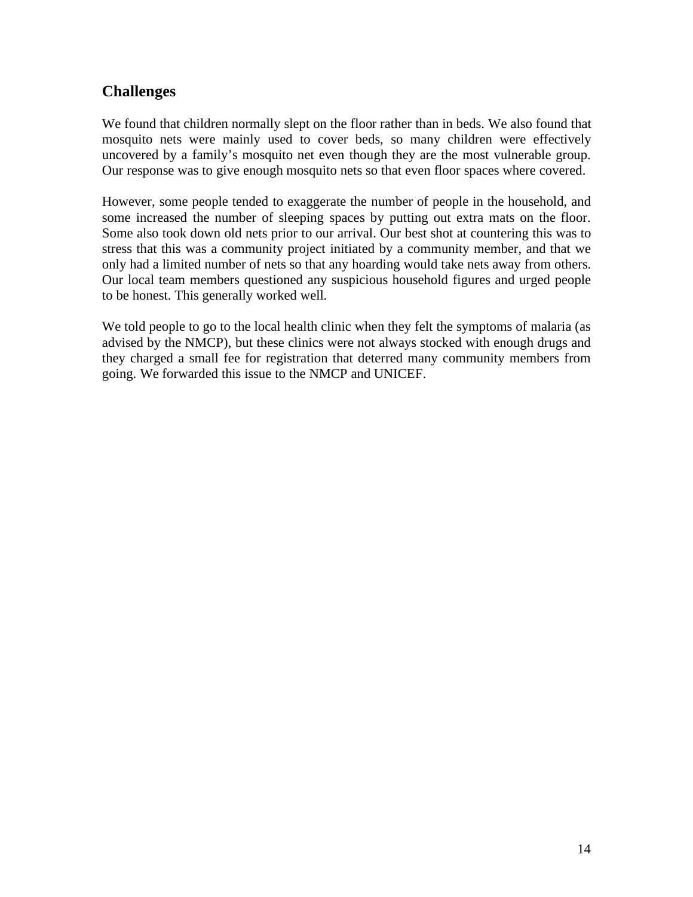## Challenges

We found that children normally slept on the floor rather than in beds. We also found that mosquito nets were mainly used to cover beds, so many children were effectively uncovered by a family's mosquito net even though they are the most vulnerable group. Our response was to give enough mosquito nets so that even floor spaces where covered.

However, some people tended to exaggerate the number of people in the household, and some increased the number of sleeping spaces by putting out extra mats on the floor. Some also took down old nets prior to our arrival. Our best shot at countering this was to stress that this was a community project initiated by a community member, and that we only had a limited number of nets so that any hoarding would take nets away from others. Our local team members questioned any suspicious household figures and urged people to be honest. This generally worked well.

We told people to go to the local health clinic when they felt the symptoms of malaria (as advised by the NMCP), but these clinics were not always stocked with enough drugs and they charged a small fee for registration that deterred many community members from going. We forwarded this issue to the NMCP and UNICEF.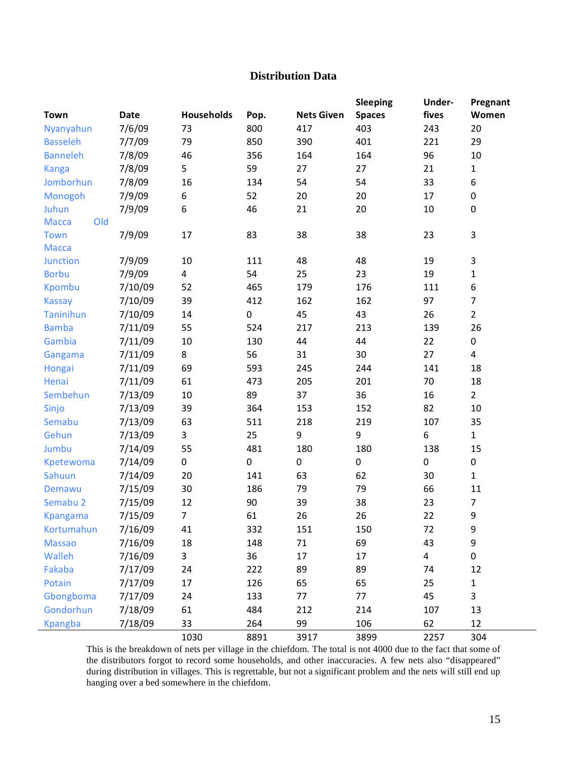## Distribution Data

| Town | Date | Households | Pop. | Nets Given | Sleeping Spaces | Under-fives | Pregnant Women |
|---|---|---|---|---|---|---|---|
| Nyanyahun | 7/6/09 | 73 | 800 | 417 | 403 | 243 | 20 |
| Basseleh | 7/7/09 | 79 | 850 | 390 | 401 | 221 | 29 |
| Banneleh | 7/8/09 | 46 | 356 | 164 | 164 | 96 | 10 |
| Kanga | 7/8/09 | 5 | 59 | 27 | 27 | 21 | 1 |
| Jomborhun | 7/8/09 | 16 | 134 | 54 | 54 | 33 | 6 |
| Monogoh | 7/9/09 | 6 | 52 | 20 | 20 | 17 | 0 |
| Juhun | 7/9/09 | 6 | 46 | 21 | 20 | 10 | 0 |
| Macca Old Town | 7/9/09 | 17 | 83 | 38 | 38 | 23 | 3 |
| Macca Junction | 7/9/09 | 10 | 111 | 48 | 48 | 19 | 3 |
| Borbu | 7/9/09 | 4 | 54 | 25 | 23 | 19 | 1 |
| Kpombu | 7/10/09 | 52 | 465 | 179 | 176 | 111 | 6 |
| Kassay | 7/10/09 | 39 | 412 | 162 | 162 | 97 | 7 |
| Taninihun | 7/10/09 | 14 | 0 | 45 | 43 | 26 | 2 |
| Bamba | 7/11/09 | 55 | 524 | 217 | 213 | 139 | 26 |
| Gambia | 7/11/09 | 10 | 130 | 44 | 44 | 22 | 0 |
| Gangama | 7/11/09 | 8 | 56 | 31 | 30 | 27 | 4 |
| Hongai | 7/11/09 | 69 | 593 | 245 | 244 | 141 | 18 |
| Henai | 7/11/09 | 61 | 473 | 205 | 201 | 70 | 18 |
| Sembehun | 7/13/09 | 10 | 89 | 37 | 36 | 16 | 2 |
| Sinjo | 7/13/09 | 39 | 364 | 153 | 152 | 82 | 10 |
| Semabu | 7/13/09 | 63 | 511 | 218 | 219 | 107 | 35 |
| Gehun | 7/13/09 | 3 | 25 | 9 | 9 | 6 | 1 |
| Jumbu | 7/14/09 | 55 | 481 | 180 | 180 | 138 | 15 |
| Kpetewoma | 7/14/09 | 0 | 0 | 0 | 0 | 0 | 0 |
| Sahuun | 7/14/09 | 20 | 141 | 63 | 62 | 30 | 1 |
| Demawu | 7/15/09 | 30 | 186 | 79 | 79 | 66 | 11 |
| Semabu 2 | 7/15/09 | 12 | 90 | 39 | 38 | 23 | 7 |
| Kpangama | 7/15/09 | 7 | 61 | 26 | 26 | 22 | 9 |
| Kortumahun | 7/16/09 | 41 | 332 | 151 | 150 | 72 | 9 |
| Massao | 7/16/09 | 18 | 148 | 71 | 69 | 43 | 9 |
| Walleh | 7/16/09 | 3 | 36 | 17 | 17 | 4 | 0 |
| Fakaba | 7/17/09 | 24 | 222 | 89 | 89 | 74 | 12 |
| Potain | 7/17/09 | 17 | 126 | 65 | 65 | 25 | 1 |
| Gbongboma | 7/17/09 | 24 | 133 | 77 | 77 | 45 | 3 |
| Gondorhun | 7/18/09 | 61 | 484 | 212 | 214 | 107 | 13 |
| Kpangba | 7/18/09 | 33 | 264 | 99 | 106 | 62 | 12 |
| | | 1030 | 8891 | 3917 | 3899 | 2257 | 304 |

This is the breakdown of nets per village in the chiefdom. The total is not 4000 due to the fact that some of the distributors forgot to record some households, and other inaccuracies. A few nets also "disappeared" during distribution in villages. This is regrettable, but not a significant problem and the nets will still end up hanging over a bed somewhere in the chiefdom.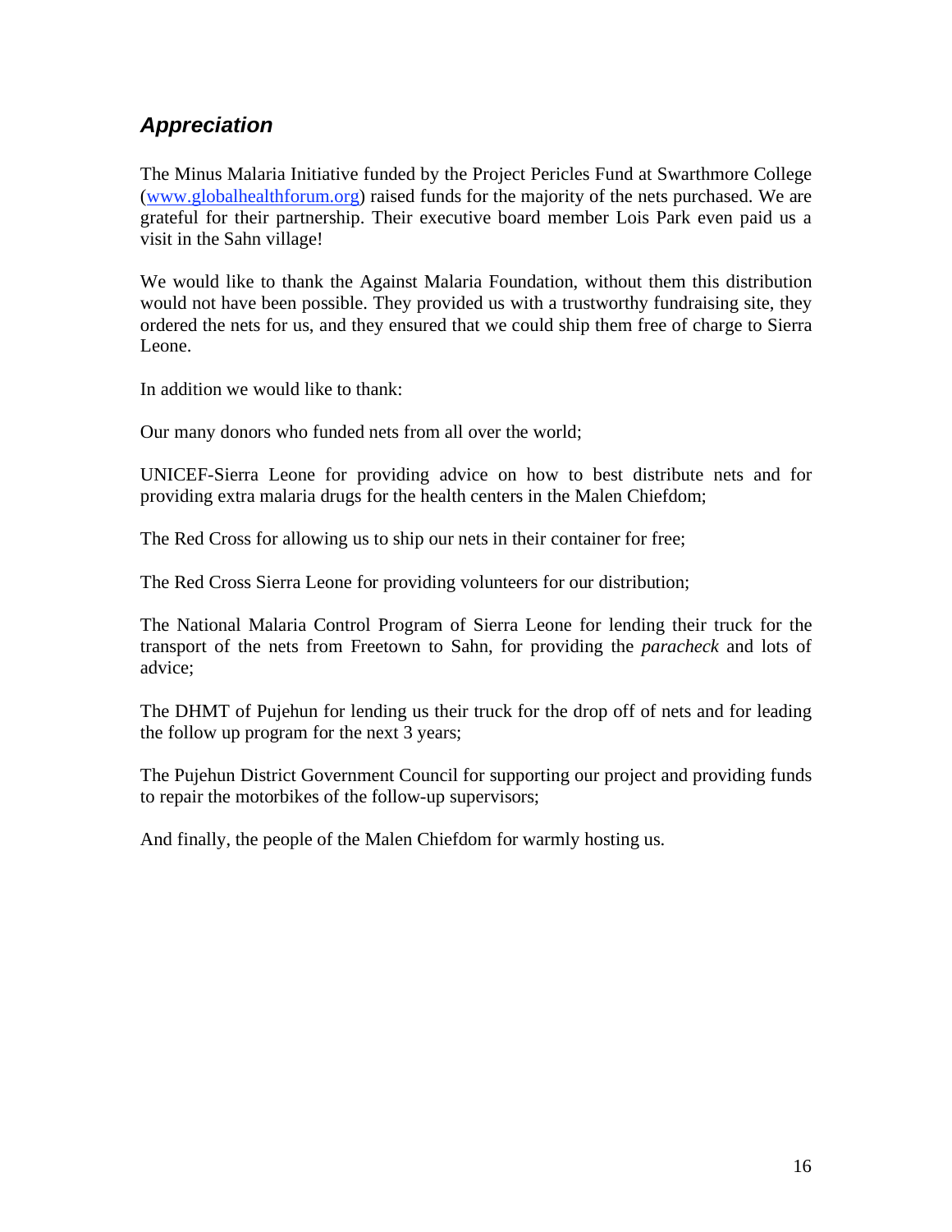## *Appreciation*

The Minus Malaria Initiative funded by the Project Pericles Fund at Swarthmore College ([www.globalhealthforum.org](http://www.globalhealthforum.org)) raised funds for the majority of the nets purchased. We are grateful for their partnership. Their executive board member Lois Park even paid us a visit in the Sahn village!

We would like to thank the Against Malaria Foundation, without them this distribution would not have been possible. They provided us with a trustworthy fundraising site, they ordered the nets for us, and they ensured that we could ship them free of charge to Sierra Leone.

In addition we would like to thank:

Our many donors who funded nets from all over the world;

UNICEF-Sierra Leone for providing advice on how to best distribute nets and for providing extra malaria drugs for the health centers in the Malen Chiefdom;

The Red Cross for allowing us to ship our nets in their container for free;

The Red Cross Sierra Leone for providing volunteers for our distribution;

The National Malaria Control Program of Sierra Leone for lending their truck for the transport of the nets from Freetown to Sahn, for providing the *paracheck* and lots of advice;

The DHMT of Pujehun for lending us their truck for the drop off of nets and for leading the follow up program for the next 3 years;

The Pujehun District Government Council for supporting our project and providing funds to repair the motorbikes of the follow-up supervisors;

And finally, the people of the Malen Chiefdom for warmly hosting us.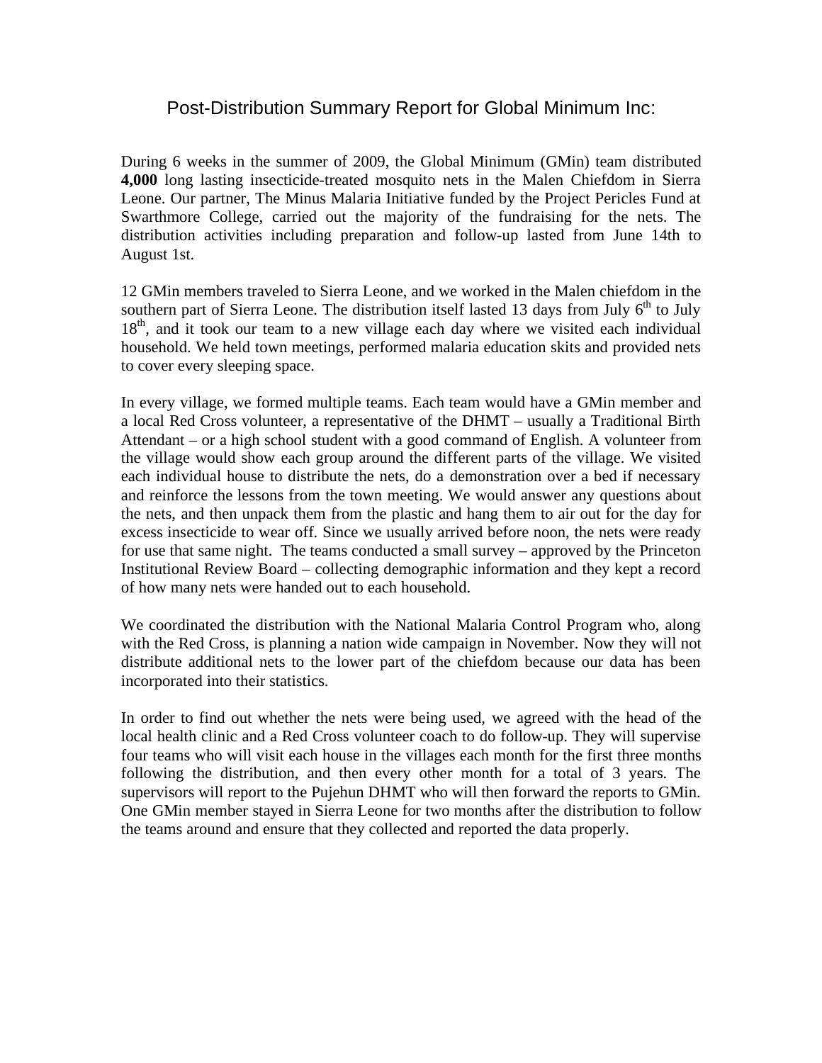# Post-Distribution Summary Report for Global Minimum Inc:

During 6 weeks in the summer of 2009, the Global Minimum (GMin) team distributed **4,000** long lasting insecticide-treated mosquito nets in the Malen Chiefdom in Sierra Leone. Our partner, The Minus Malaria Initiative funded by the Project Pericles Fund at Swarthmore College, carried out the majority of the fundraising for the nets. The distribution activities including preparation and follow-up lasted from June 14th to August 1st.

12 GMin members traveled to Sierra Leone, and we worked in the Malen chiefdom in the southern part of Sierra Leone. The distribution itself lasted 13 days from July 6th to July 18th, and it took our team to a new village each day where we visited each individual household. We held town meetings, performed malaria education skits and provided nets to cover every sleeping space.

In every village, we formed multiple teams. Each team would have a GMin member and a local Red Cross volunteer, a representative of the DHMT – usually a Traditional Birth Attendant – or a high school student with a good command of English. A volunteer from the village would show each group around the different parts of the village. We visited each individual house to distribute the nets, do a demonstration over a bed if necessary and reinforce the lessons from the town meeting. We would answer any questions about the nets, and then unpack them from the plastic and hang them to air out for the day for excess insecticide to wear off. Since we usually arrived before noon, the nets were ready for use that same night. The teams conducted a small survey – approved by the Princeton Institutional Review Board – collecting demographic information and they kept a record of how many nets were handed out to each household.

We coordinated the distribution with the National Malaria Control Program who, along with the Red Cross, is planning a nation wide campaign in November. Now they will not distribute additional nets to the lower part of the chiefdom because our data has been incorporated into their statistics.

In order to find out whether the nets were being used, we agreed with the head of the local health clinic and a Red Cross volunteer coach to do follow-up. They will supervise four teams who will visit each house in the villages each month for the first three months following the distribution, and then every other month for a total of 3 years. The supervisors will report to the Pujehun DHMT who will then forward the reports to GMin. One GMin member stayed in Sierra Leone for two months after the distribution to follow the teams around and ensure that they collected and reported the data properly.